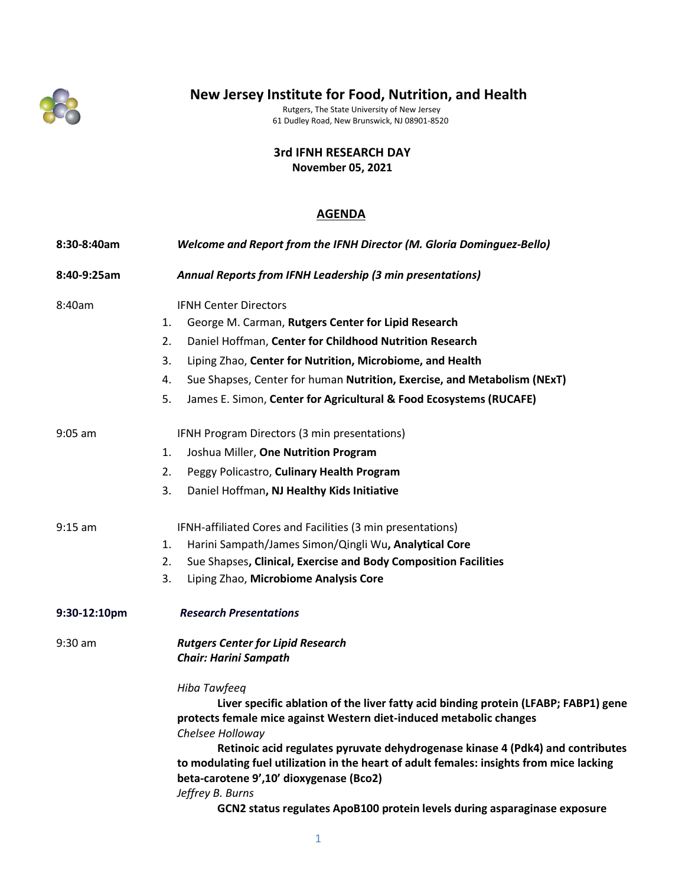# New Jersey Institute for Food, Nutrition, and Health

Rutgers, The State University of New Jersey
61 Dudley Road, New Brunswick, NJ 08901-8520

## 3rd IFNH RESEARCH DAY
**November 05, 2021**

## AGENDA

**8:30-8:40am** ***Welcome and Report from the IFNH Director (M. Gloria Dominguez-Bello)***

**8:40-9:25am** ***Annual Reports from IFNH Leadership (3 min presentations)***

8:40am IFNH Center Directors

1. George M. Carman, **Rutgers Center for Lipid Research**
2. Daniel Hoffman, **Center for Childhood Nutrition Research**
3. Liping Zhao, **Center for Nutrition, Microbiome, and Health**
4. Sue Shapses, Center for human **Nutrition, Exercise, and Metabolism (NExT)**
5. James E. Simon, **Center for Agricultural & Food Ecosystems (RUCAFE)**

9:05 am IFNH Program Directors (3 min presentations)

1. Joshua Miller, **One Nutrition Program**
2. Peggy Policastro, **Culinary Health Program**
3. Daniel Hoffman**, NJ Healthy Kids Initiative**

9:15 am IFNH-affiliated Cores and Facilities (3 min presentations)

1. Harini Sampath/James Simon/Qingli Wu**, Analytical Core**
2. Sue Shapses**, Clinical, Exercise and Body Composition Facilities**
3. Liping Zhao, **Microbiome Analysis Core**

**9:30-12:10pm** ***Research Presentations***

9:30 am ***Rutgers Center for Lipid Research***
***Chair: Harini Sampath***

*Hiba Tawfeeq*
**Liver specific ablation of the liver fatty acid binding protein (LFABP; FABP1) gene protects female mice against Western diet-induced metabolic changes**

*Chelsee Holloway*
**Retinoic acid regulates pyruvate dehydrogenase kinase 4 (Pdk4) and contributes to modulating fuel utilization in the heart of adult females: insights from mice lacking beta-carotene 9',10' dioxygenase (Bco2)**

*Jeffrey B. Burns*
**GCN2 status regulates ApoB100 protein levels during asparaginase exposure**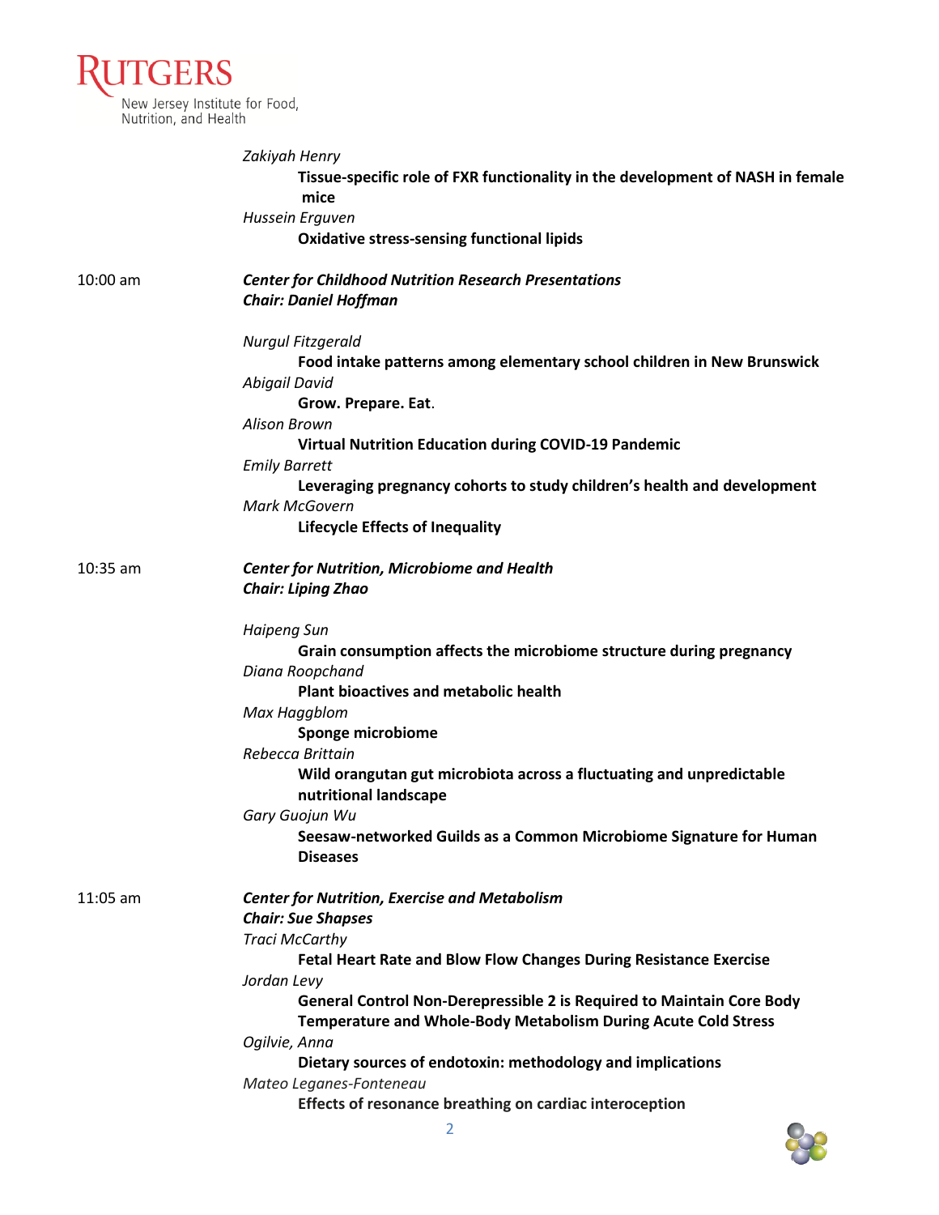*Zakiyah Henry*

**Tissue-specific role of FXR functionality in the development of NASH in female mice**

*Hussein Erguven*

**Oxidative stress-sensing functional lipids**

10:00 am ***Center for Childhood Nutrition Research Presentations***
***Chair: Daniel Hoffman***

*Nurgul Fitzgerald*

**Food intake patterns among elementary school children in New Brunswick**

*Abigail David*

**Grow. Prepare. Eat**.

*Alison Brown*

**Virtual Nutrition Education during COVID-19 Pandemic**

*Emily Barrett*

**Leveraging pregnancy cohorts to study children's health and development**

*Mark McGovern*

**Lifecycle Effects of Inequality**

10:35 am ***Center for Nutrition, Microbiome and Health***
***Chair: Liping Zhao***

*Haipeng Sun*

**Grain consumption affects the microbiome structure during pregnancy**

*Diana Roopchand*

**Plant bioactives and metabolic health**

*Max Haggblom*

**Sponge microbiome**

*Rebecca Brittain*

**Wild orangutan gut microbiota across a fluctuating and unpredictable nutritional landscape**

*Gary Guojun Wu*

**Seesaw-networked Guilds as a Common Microbiome Signature for Human Diseases**

11:05 am ***Center for Nutrition, Exercise and Metabolism***
***Chair: Sue Shapses***

*Traci McCarthy*

**Fetal Heart Rate and Blow Flow Changes During Resistance Exercise**

*Jordan Levy*

**General Control Non-Derepressible 2 is Required to Maintain Core Body Temperature and Whole-Body Metabolism During Acute Cold Stress**

*Ogilvie, Anna*

**Dietary sources of endotoxin: methodology and implications**

*Mateo Leganes-Fonteneau*

**Effects of resonance breathing on cardiac interoception**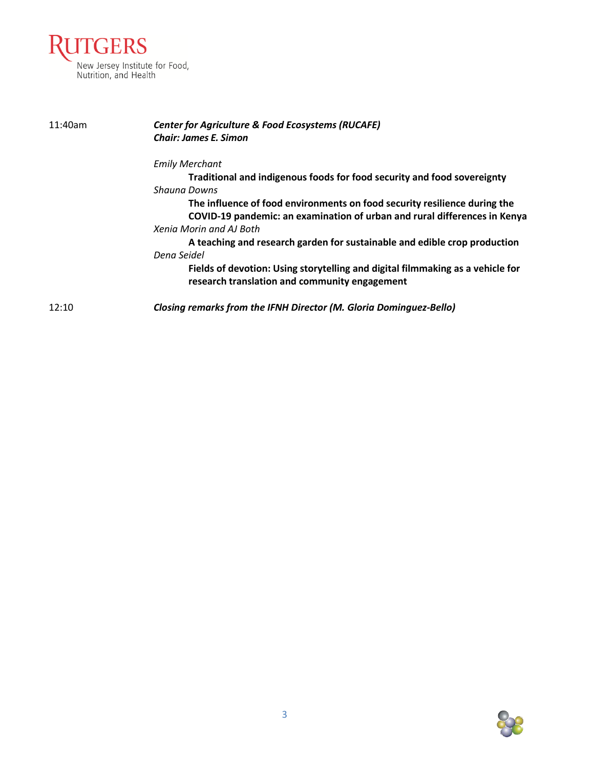11:40am

***Center for Agriculture & Food Ecosystems (RUCAFE)***
***Chair: James E. Simon***

*Emily Merchant*
**Traditional and indigenous foods for food security and food sovereignty**

*Shauna Downs*
**The influence of food environments on food security resilience during the COVID-19 pandemic: an examination of urban and rural differences in Kenya**

*Xenia Morin and AJ Both*
**A teaching and research garden for sustainable and edible crop production**

*Dena Seidel*
**Fields of devotion: Using storytelling and digital filmmaking as a vehicle for research translation and community engagement**

12:10

***Closing remarks from the IFNH Director (M. Gloria Dominguez-Bello)***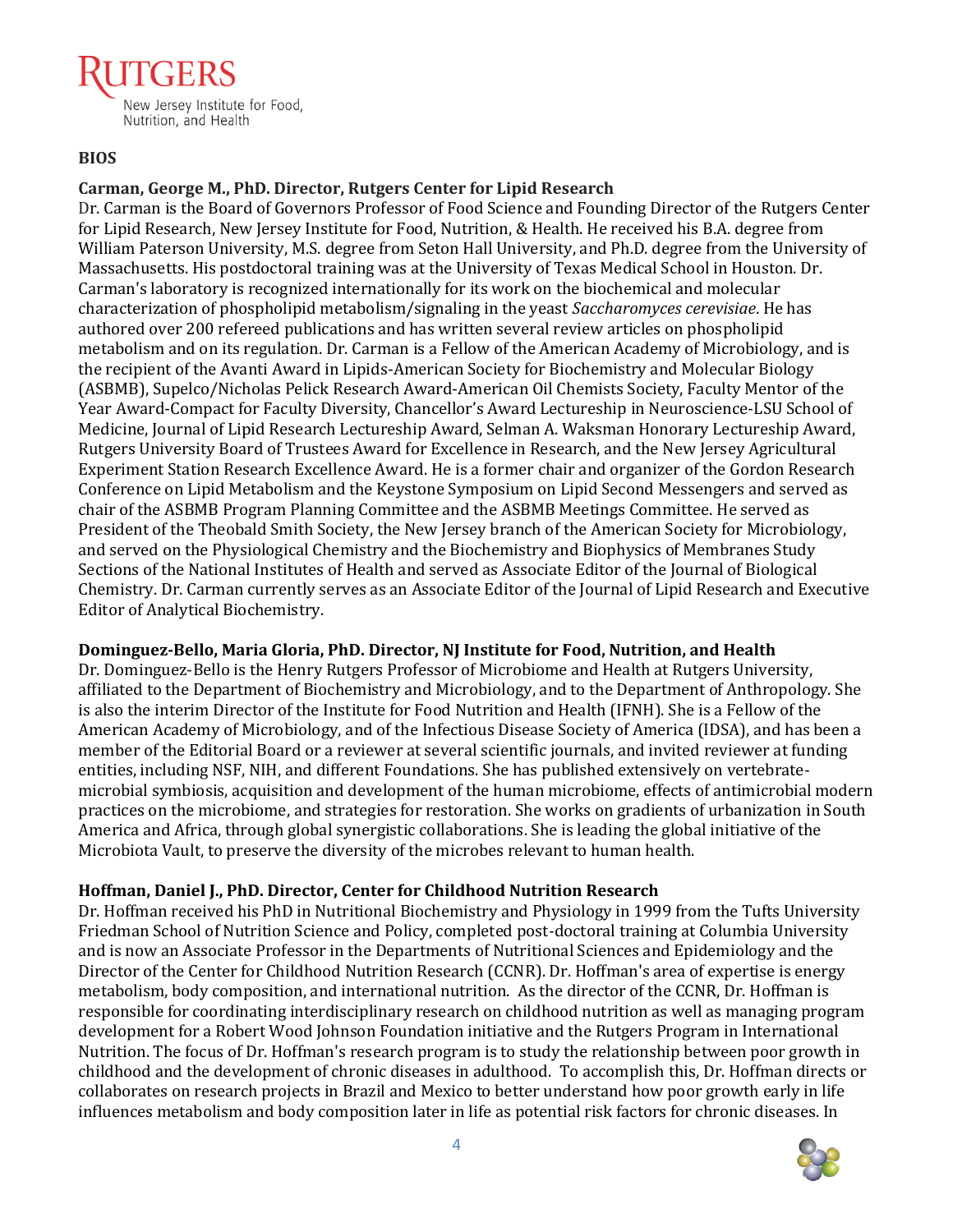**BIOS**

**Carman, George M., PhD. Director, Rutgers Center for Lipid Research**

Dr. Carman is the Board of Governors Professor of Food Science and Founding Director of the Rutgers Center for Lipid Research, New Jersey Institute for Food, Nutrition, & Health. He received his B.A. degree from William Paterson University, M.S. degree from Seton Hall University, and Ph.D. degree from the University of Massachusetts. His postdoctoral training was at the University of Texas Medical School in Houston. Dr. Carman's laboratory is recognized internationally for its work on the biochemical and molecular characterization of phospholipid metabolism/signaling in the yeast *Saccharomyces cerevisiae*. He has authored over 200 refereed publications and has written several review articles on phospholipid metabolism and on its regulation. Dr. Carman is a Fellow of the American Academy of Microbiology, and is the recipient of the Avanti Award in Lipids-American Society for Biochemistry and Molecular Biology (ASBMB), Supelco/Nicholas Pelick Research Award-American Oil Chemists Society, Faculty Mentor of the Year Award-Compact for Faculty Diversity, Chancellor's Award Lectureship in Neuroscience-LSU School of Medicine, Journal of Lipid Research Lectureship Award, Selman A. Waksman Honorary Lectureship Award, Rutgers University Board of Trustees Award for Excellence in Research, and the New Jersey Agricultural Experiment Station Research Excellence Award. He is a former chair and organizer of the Gordon Research Conference on Lipid Metabolism and the Keystone Symposium on Lipid Second Messengers and served as chair of the ASBMB Program Planning Committee and the ASBMB Meetings Committee. He served as President of the Theobald Smith Society, the New Jersey branch of the American Society for Microbiology, and served on the Physiological Chemistry and the Biochemistry and Biophysics of Membranes Study Sections of the National Institutes of Health and served as Associate Editor of the Journal of Biological Chemistry. Dr. Carman currently serves as an Associate Editor of the Journal of Lipid Research and Executive Editor of Analytical Biochemistry.

**Dominguez-Bello, Maria Gloria, PhD. Director, NJ Institute for Food, Nutrition, and Health**

Dr. Dominguez-Bello is the Henry Rutgers Professor of Microbiome and Health at Rutgers University, affiliated to the Department of Biochemistry and Microbiology, and to the Department of Anthropology. She is also the interim Director of the Institute for Food Nutrition and Health (IFNH). She is a Fellow of the American Academy of Microbiology, and of the Infectious Disease Society of America (IDSA), and has been a member of the Editorial Board or a reviewer at several scientific journals, and invited reviewer at funding entities, including NSF, NIH, and different Foundations. She has published extensively on vertebrate-microbial symbiosis, acquisition and development of the human microbiome, effects of antimicrobial modern practices on the microbiome, and strategies for restoration. She works on gradients of urbanization in South America and Africa, through global synergistic collaborations. She is leading the global initiative of the Microbiota Vault, to preserve the diversity of the microbes relevant to human health.

**Hoffman, Daniel J., PhD. Director, Center for Childhood Nutrition Research**

Dr. Hoffman received his PhD in Nutritional Biochemistry and Physiology in 1999 from the Tufts University Friedman School of Nutrition Science and Policy, completed post-doctoral training at Columbia University and is now an Associate Professor in the Departments of Nutritional Sciences and Epidemiology and the Director of the Center for Childhood Nutrition Research (CCNR). Dr. Hoffman's area of expertise is energy metabolism, body composition, and international nutrition. As the director of the CCNR, Dr. Hoffman is responsible for coordinating interdisciplinary research on childhood nutrition as well as managing program development for a Robert Wood Johnson Foundation initiative and the Rutgers Program in International Nutrition. The focus of Dr. Hoffman's research program is to study the relationship between poor growth in childhood and the development of chronic diseases in adulthood. To accomplish this, Dr. Hoffman directs or collaborates on research projects in Brazil and Mexico to better understand how poor growth early in life influences metabolism and body composition later in life as potential risk factors for chronic diseases. In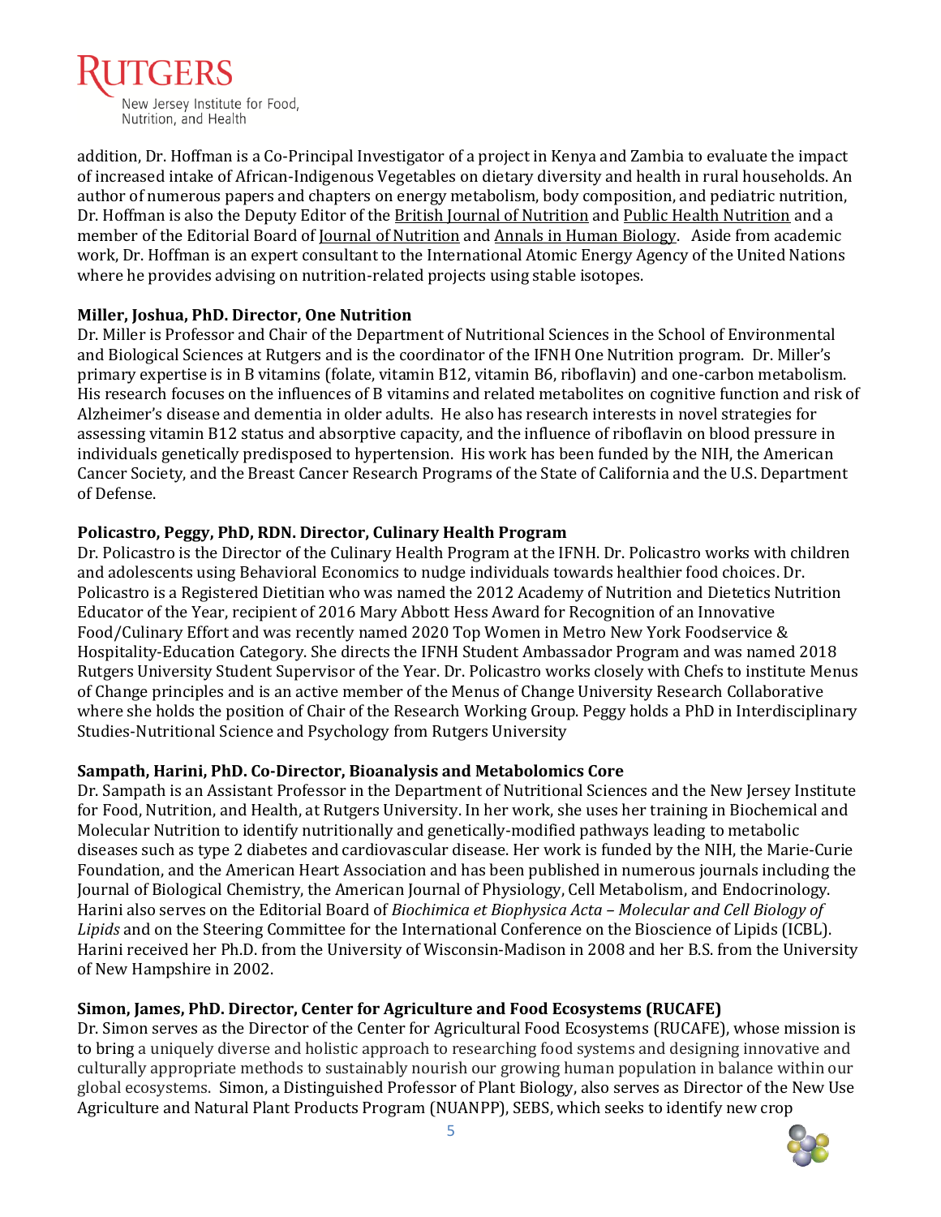addition, Dr. Hoffman is a Co-Principal Investigator of a project in Kenya and Zambia to evaluate the impact of increased intake of African-Indigenous Vegetables on dietary diversity and health in rural households. An author of numerous papers and chapters on energy metabolism, body composition, and pediatric nutrition, Dr. Hoffman is also the Deputy Editor of the British Journal of Nutrition and Public Health Nutrition and a member of the Editorial Board of Journal of Nutrition and Annals in Human Biology. Aside from academic work, Dr. Hoffman is an expert consultant to the International Atomic Energy Agency of the United Nations where he provides advising on nutrition-related projects using stable isotopes.

**Miller, Joshua, PhD. Director, One Nutrition**

Dr. Miller is Professor and Chair of the Department of Nutritional Sciences in the School of Environmental and Biological Sciences at Rutgers and is the coordinator of the IFNH One Nutrition program. Dr. Miller's primary expertise is in B vitamins (folate, vitamin B12, vitamin B6, riboflavin) and one-carbon metabolism. His research focuses on the influences of B vitamins and related metabolites on cognitive function and risk of Alzheimer's disease and dementia in older adults. He also has research interests in novel strategies for assessing vitamin B12 status and absorptive capacity, and the influence of riboflavin on blood pressure in individuals genetically predisposed to hypertension. His work has been funded by the NIH, the American Cancer Society, and the Breast Cancer Research Programs of the State of California and the U.S. Department of Defense.

**Policastro, Peggy, PhD, RDN. Director, Culinary Health Program**

Dr. Policastro is the Director of the Culinary Health Program at the IFNH. Dr. Policastro works with children and adolescents using Behavioral Economics to nudge individuals towards healthier food choices. Dr. Policastro is a Registered Dietitian who was named the 2012 Academy of Nutrition and Dietetics Nutrition Educator of the Year, recipient of 2016 Mary Abbott Hess Award for Recognition of an Innovative Food/Culinary Effort and was recently named 2020 Top Women in Metro New York Foodservice & Hospitality-Education Category. She directs the IFNH Student Ambassador Program and was named 2018 Rutgers University Student Supervisor of the Year. Dr. Policastro works closely with Chefs to institute Menus of Change principles and is an active member of the Menus of Change University Research Collaborative where she holds the position of Chair of the Research Working Group. Peggy holds a PhD in Interdisciplinary Studies-Nutritional Science and Psychology from Rutgers University

**Sampath, Harini, PhD. Co-Director, Bioanalysis and Metabolomics Core**

Dr. Sampath is an Assistant Professor in the Department of Nutritional Sciences and the New Jersey Institute for Food, Nutrition, and Health, at Rutgers University. In her work, she uses her training in Biochemical and Molecular Nutrition to identify nutritionally and genetically-modified pathways leading to metabolic diseases such as type 2 diabetes and cardiovascular disease. Her work is funded by the NIH, the Marie-Curie Foundation, and the American Heart Association and has been published in numerous journals including the Journal of Biological Chemistry, the American Journal of Physiology, Cell Metabolism, and Endocrinology. Harini also serves on the Editorial Board of *Biochimica et Biophysica Acta – Molecular and Cell Biology of Lipids* and on the Steering Committee for the International Conference on the Bioscience of Lipids (ICBL). Harini received her Ph.D. from the University of Wisconsin-Madison in 2008 and her B.S. from the University of New Hampshire in 2002.

**Simon, James, PhD. Director, Center for Agriculture and Food Ecosystems (RUCAFE)**

Dr. Simon serves as the Director of the Center for Agricultural Food Ecosystems (RUCAFE), whose mission is to bring a uniquely diverse and holistic approach to researching food systems and designing innovative and culturally appropriate methods to sustainably nourish our growing human population in balance within our global ecosystems. Simon, a Distinguished Professor of Plant Biology, also serves as Director of the New Use Agriculture and Natural Plant Products Program (NUANPP), SEBS, which seeks to identify new crop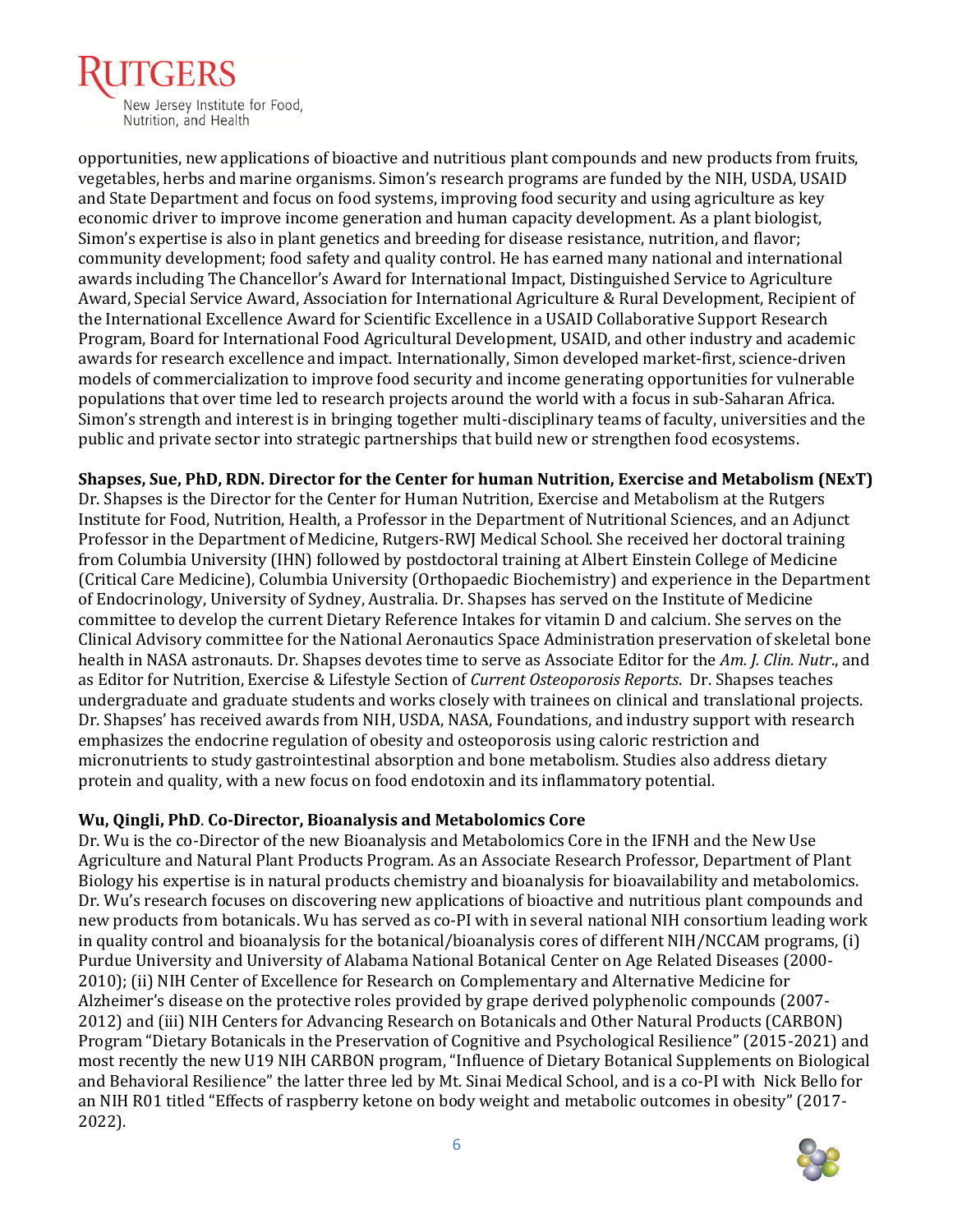opportunities, new applications of bioactive and nutritious plant compounds and new products from fruits, vegetables, herbs and marine organisms. Simon's research programs are funded by the NIH, USDA, USAID and State Department and focus on food systems, improving food security and using agriculture as key economic driver to improve income generation and human capacity development. As a plant biologist, Simon's expertise is also in plant genetics and breeding for disease resistance, nutrition, and flavor; community development; food safety and quality control. He has earned many national and international awards including The Chancellor's Award for International Impact, Distinguished Service to Agriculture Award, Special Service Award, Association for International Agriculture & Rural Development, Recipient of the International Excellence Award for Scientific Excellence in a USAID Collaborative Support Research Program, Board for International Food Agricultural Development, USAID, and other industry and academic awards for research excellence and impact. Internationally, Simon developed market-first, science-driven models of commercialization to improve food security and income generating opportunities for vulnerable populations that over time led to research projects around the world with a focus in sub-Saharan Africa. Simon's strength and interest is in bringing together multi-disciplinary teams of faculty, universities and the public and private sector into strategic partnerships that build new or strengthen food ecosystems.

**Shapses, Sue, PhD, RDN. Director for the Center for human Nutrition, Exercise and Metabolism (NExT)**
Dr. Shapses is the Director for the Center for Human Nutrition, Exercise and Metabolism at the Rutgers Institute for Food, Nutrition, Health, a Professor in the Department of Nutritional Sciences, and an Adjunct Professor in the Department of Medicine, Rutgers-RWJ Medical School. She received her doctoral training from Columbia University (IHN) followed by postdoctoral training at Albert Einstein College of Medicine (Critical Care Medicine), Columbia University (Orthopaedic Biochemistry) and experience in the Department of Endocrinology, University of Sydney, Australia. Dr. Shapses has served on the Institute of Medicine committee to develop the current Dietary Reference Intakes for vitamin D and calcium. She serves on the Clinical Advisory committee for the National Aeronautics Space Administration preservation of skeletal bone health in NASA astronauts. Dr. Shapses devotes time to serve as Associate Editor for the *Am. J. Clin. Nutr*., and as Editor for Nutrition, Exercise & Lifestyle Section of *Current Osteoporosis Reports*. Dr. Shapses teaches undergraduate and graduate students and works closely with trainees on clinical and translational projects. Dr. Shapses' has received awards from NIH, USDA, NASA, Foundations, and industry support with research emphasizes the endocrine regulation of obesity and osteoporosis using caloric restriction and micronutrients to study gastrointestinal absorption and bone metabolism. Studies also address dietary protein and quality, with a new focus on food endotoxin and its inflammatory potential.

**Wu, Qingli, PhD. Co-Director, Bioanalysis and Metabolomics Core**
Dr. Wu is the co-Director of the new Bioanalysis and Metabolomics Core in the IFNH and the New Use Agriculture and Natural Plant Products Program. As an Associate Research Professor, Department of Plant Biology his expertise is in natural products chemistry and bioanalysis for bioavailability and metabolomics. Dr. Wu's research focuses on discovering new applications of bioactive and nutritious plant compounds and new products from botanicals. Wu has served as co-PI with in several national NIH consortium leading work in quality control and bioanalysis for the botanical/bioanalysis cores of different NIH/NCCAM programs, (i) Purdue University and University of Alabama National Botanical Center on Age Related Diseases (2000-2010); (ii) NIH Center of Excellence for Research on Complementary and Alternative Medicine for Alzheimer's disease on the protective roles provided by grape derived polyphenolic compounds (2007-2012) and (iii) NIH Centers for Advancing Research on Botanicals and Other Natural Products (CARBON) Program "Dietary Botanicals in the Preservation of Cognitive and Psychological Resilience" (2015-2021) and most recently the new U19 NIH CARBON program, "Influence of Dietary Botanical Supplements on Biological and Behavioral Resilience" the latter three led by Mt. Sinai Medical School, and is a co-PI with Nick Bello for an NIH R01 titled "Effects of raspberry ketone on body weight and metabolic outcomes in obesity" (2017-2022).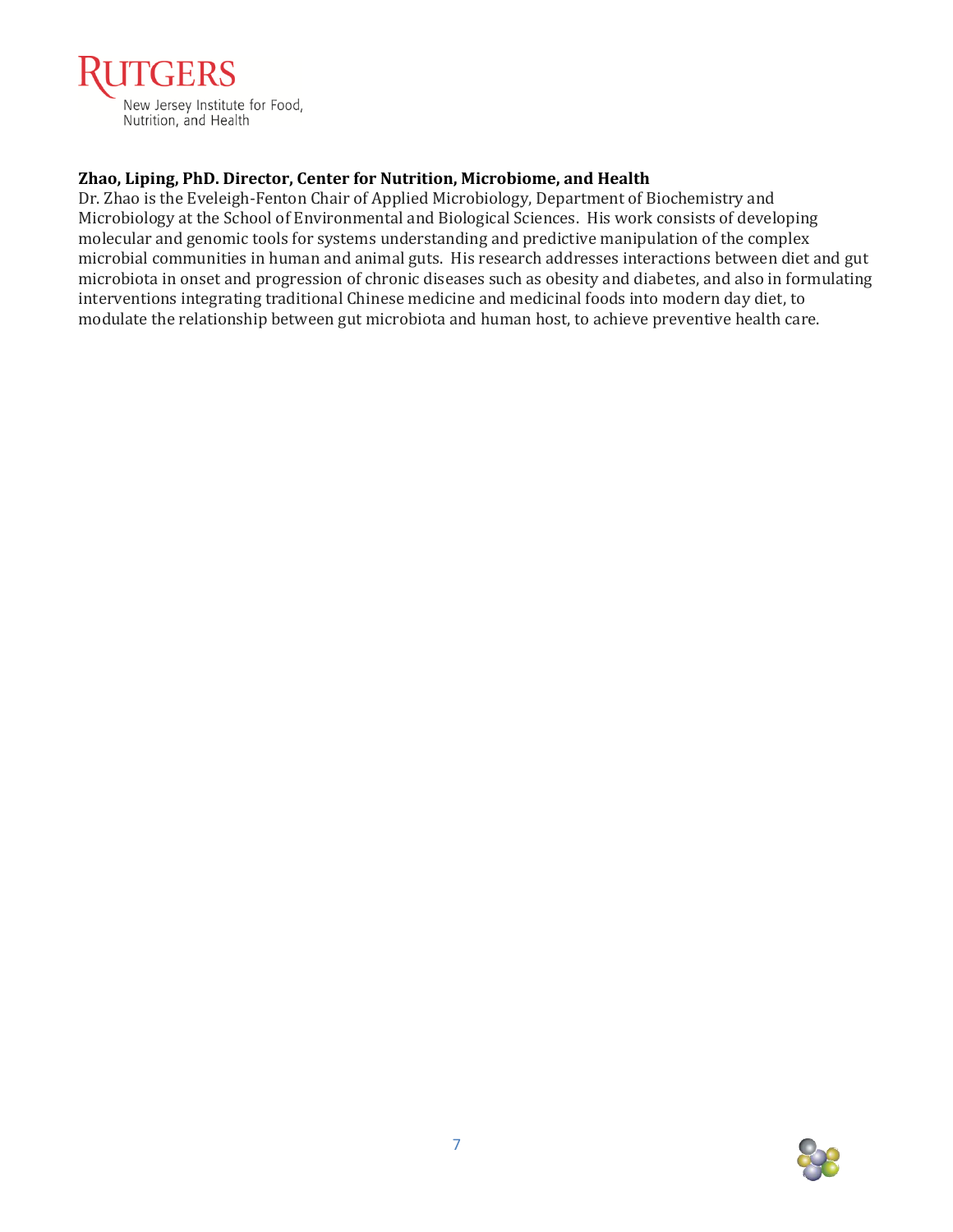**Zhao, Liping, PhD. Director, Center for Nutrition, Microbiome, and Health**

Dr. Zhao is the Eveleigh-Fenton Chair of Applied Microbiology, Department of Biochemistry and Microbiology at the School of Environmental and Biological Sciences. His work consists of developing molecular and genomic tools for systems understanding and predictive manipulation of the complex microbial communities in human and animal guts. His research addresses interactions between diet and gut microbiota in onset and progression of chronic diseases such as obesity and diabetes, and also in formulating interventions integrating traditional Chinese medicine and medicinal foods into modern day diet, to modulate the relationship between gut microbiota and human host, to achieve preventive health care.